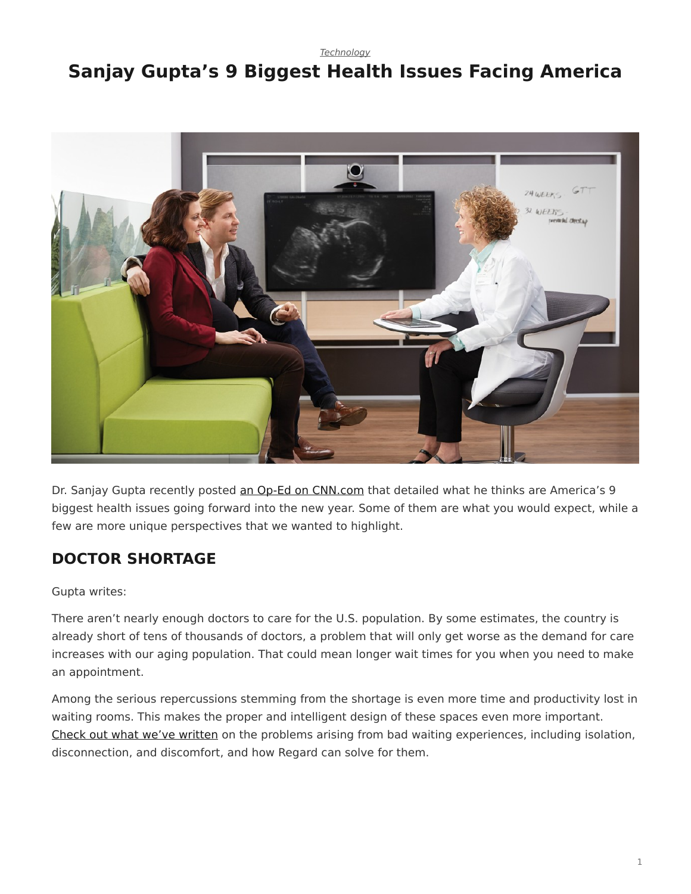*Technology*

# Sanjay Gupta's 9 Biggest Health Issues Facing America

Dr. Sanjay Gupta recently posted an Op-Ed on CNN.com that detailed what he thinks are America's 9 biggest health issues going forward into the new year. Some of them are what you would expect, while a few are more unique perspectives that we wanted to highlight.

## DOCTOR SHORTAGE

Gupta writes:

There aren't nearly enough doctors to care for the U.S. population. By some estimates, the country is already short of tens of thousands of doctors, a problem that will only get worse as the demand for care increases with our aging population. That could mean longer wait times for you when you need to make an appointment.

Among the serious repercussions stemming from the shortage is even more time and productivity lost in waiting rooms. This makes the proper and intelligent design of these spaces even more important. Check out what we've written on the problems arising from bad waiting experiences, including isolation, disconnection, and discomfort, and how Regard can solve for them.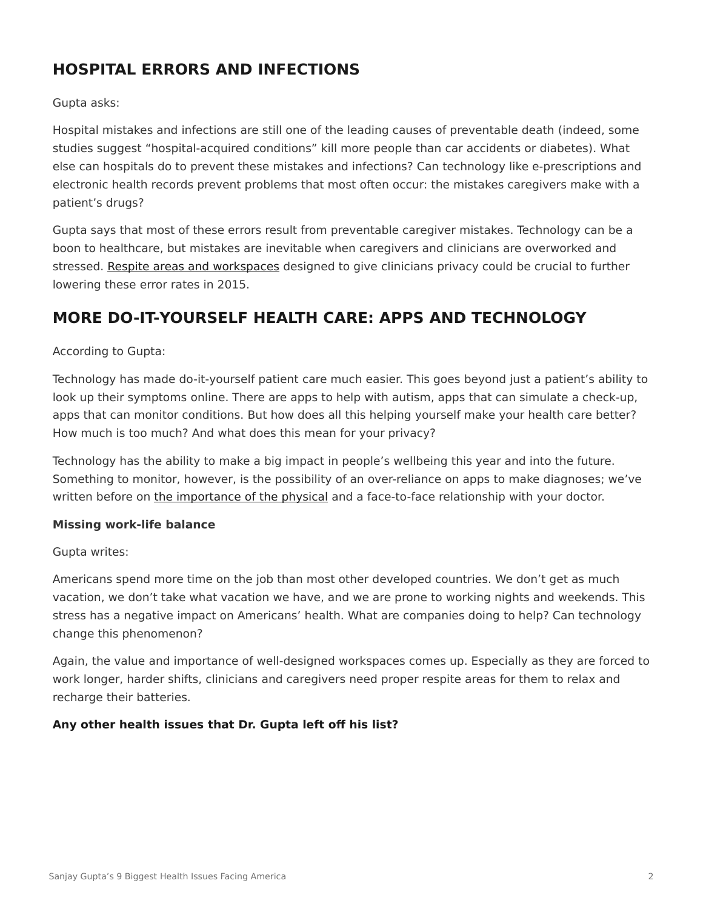## HOSPITAL ERRORS AND INFECTIONS

Gupta asks:

Hospital mistakes and infections are still one of the leading causes of preventable death (indeed, some studies suggest “hospital-acquired conditions” kill more people than car accidents or diabetes). What else can hospitals do to prevent these mistakes and infections? Can technology like e-prescriptions and electronic health records prevent problems that most often occur: the mistakes caregivers make with a patient’s drugs?

Gupta says that most of these errors result from preventable caregiver mistakes. Technology can be a boon to healthcare, but mistakes are inevitable when caregivers and clinicians are overworked and stressed. Respite areas and workspaces designed to give clinicians privacy could be crucial to further lowering these error rates in 2015.

## MORE DO-IT-YOURSELF HEALTH CARE: APPS AND TECHNOLOGY

According to Gupta:

Technology has made do-it-yourself patient care much easier. This goes beyond just a patient’s ability to look up their symptoms online. There are apps to help with autism, apps that can simulate a check-up, apps that can monitor conditions. But how does all this helping yourself make your health care better? How much is too much? And what does this mean for your privacy?

Technology has the ability to make a big impact in people’s wellbeing this year and into the future. Something to monitor, however, is the possibility of an over-reliance on apps to make diagnoses; we’ve written before on the importance of the physical and a face-to-face relationship with your doctor.

**Missing work-life balance**

Gupta writes:

Americans spend more time on the job than most other developed countries. We don’t get as much vacation, we don’t take what vacation we have, and we are prone to working nights and weekends. This stress has a negative impact on Americans’ health. What are companies doing to help? Can technology change this phenomenon?

Again, the value and importance of well-designed workspaces comes up. Especially as they are forced to work longer, harder shifts, clinicians and caregivers need proper respite areas for them to relax and recharge their batteries.

**Any other health issues that Dr. Gupta left off his list?**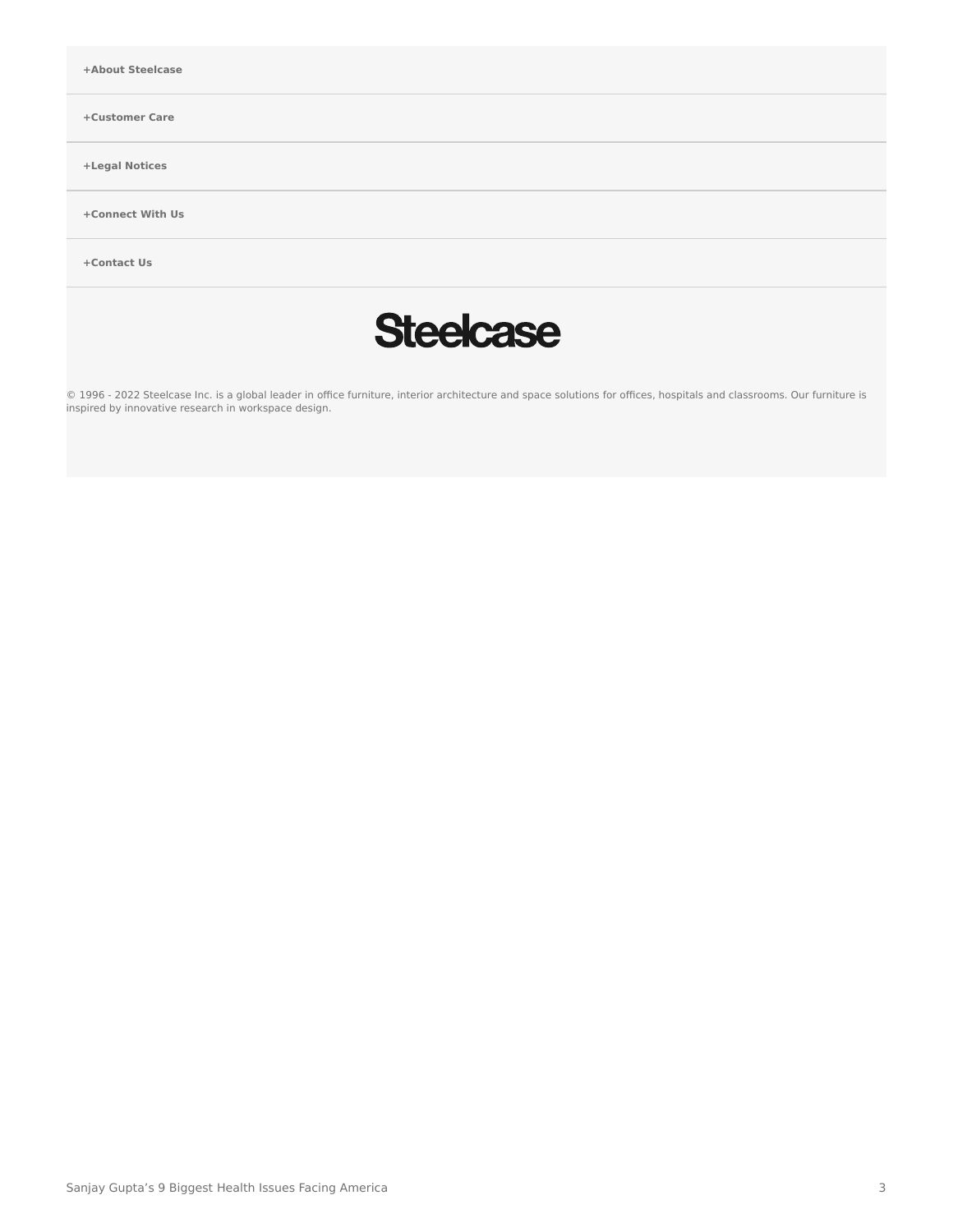**+About Steelcase**

**+Customer Care**

**+Legal Notices**

**+Connect With Us**

**+Contact Us**

Steelcase

© 1996 - 2022 Steelcase Inc. is a global leader in office furniture, interior architecture and space solutions for offices, hospitals and classrooms. Our furniture is inspired by innovative research in workspace design.